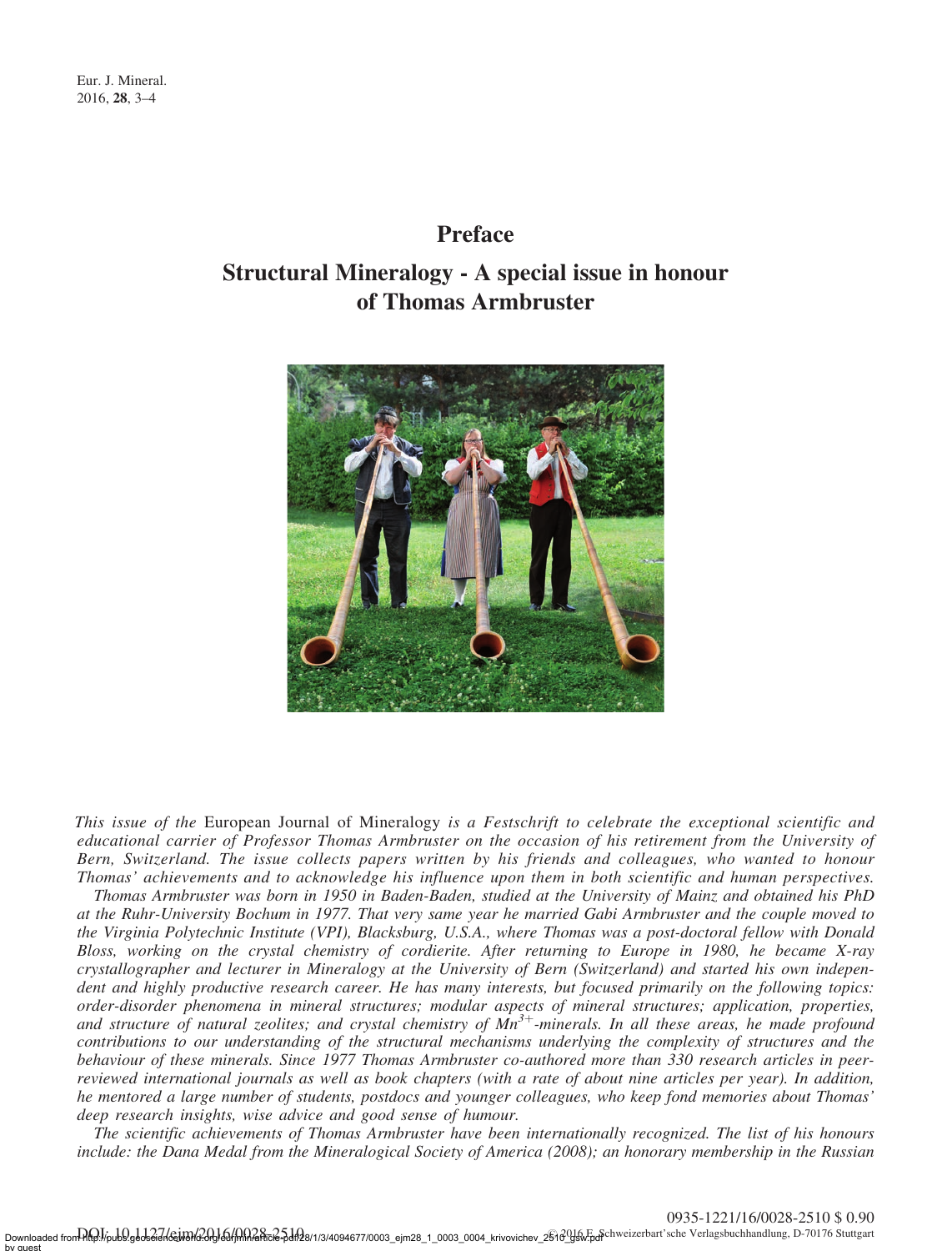# Preface

## Structural Mineralogy - A special issue in honour of Thomas Armbruster

*This issue of the* European Journal of Mineralogy *is a Festschrift to celebrate the exceptional scientific and educational carrier of Professor Thomas Armbruster on the occasion of his retirement from the University of Bern, Switzerland. The issue collects papers written by his friends and colleagues, who wanted to honour Thomas' achievements and to acknowledge his influence upon them in both scientific and human perspectives.*

*Thomas Armbruster was born in 1950 in Baden-Baden, studied at the University of Mainz and obtained his PhD at the Ruhr-University Bochum in 1977. That very same year he married Gabi Armbruster and the couple moved to the Virginia Polytechnic Institute (VPI), Blacksburg, U.S.A., where Thomas was a post-doctoral fellow with Donald Bloss, working on the crystal chemistry of cordierite. After returning to Europe in 1980, he became X-ray crystallographer and lecturer in Mineralogy at the University of Bern (Switzerland) and started his own independent and highly productive research career. He has many interests, but focused primarily on the following topics: order-disorder phenomena in mineral structures; modular aspects of mineral structures; application, properties, and structure of natural zeolites; and crystal chemistry of* $Mn^{3+}$*-minerals. In all these areas, he made profound contributions to our understanding of the structural mechanisms underlying the complexity of structures and the behaviour of these minerals. Since 1977 Thomas Armbruster co-authored more than 330 research articles in peer-reviewed international journals as well as book chapters (with a rate of about nine articles per year). In addition, he mentored a large number of students, postdocs and younger colleagues, who keep fond memories about Thomas' deep research insights, wise advice and good sense of humour.*

*The scientific achievements of Thomas Armbruster have been internationally recognized. The list of his honours include: the Dana Medal from the Mineralogical Society of America (2008); an honorary membership in the Russian*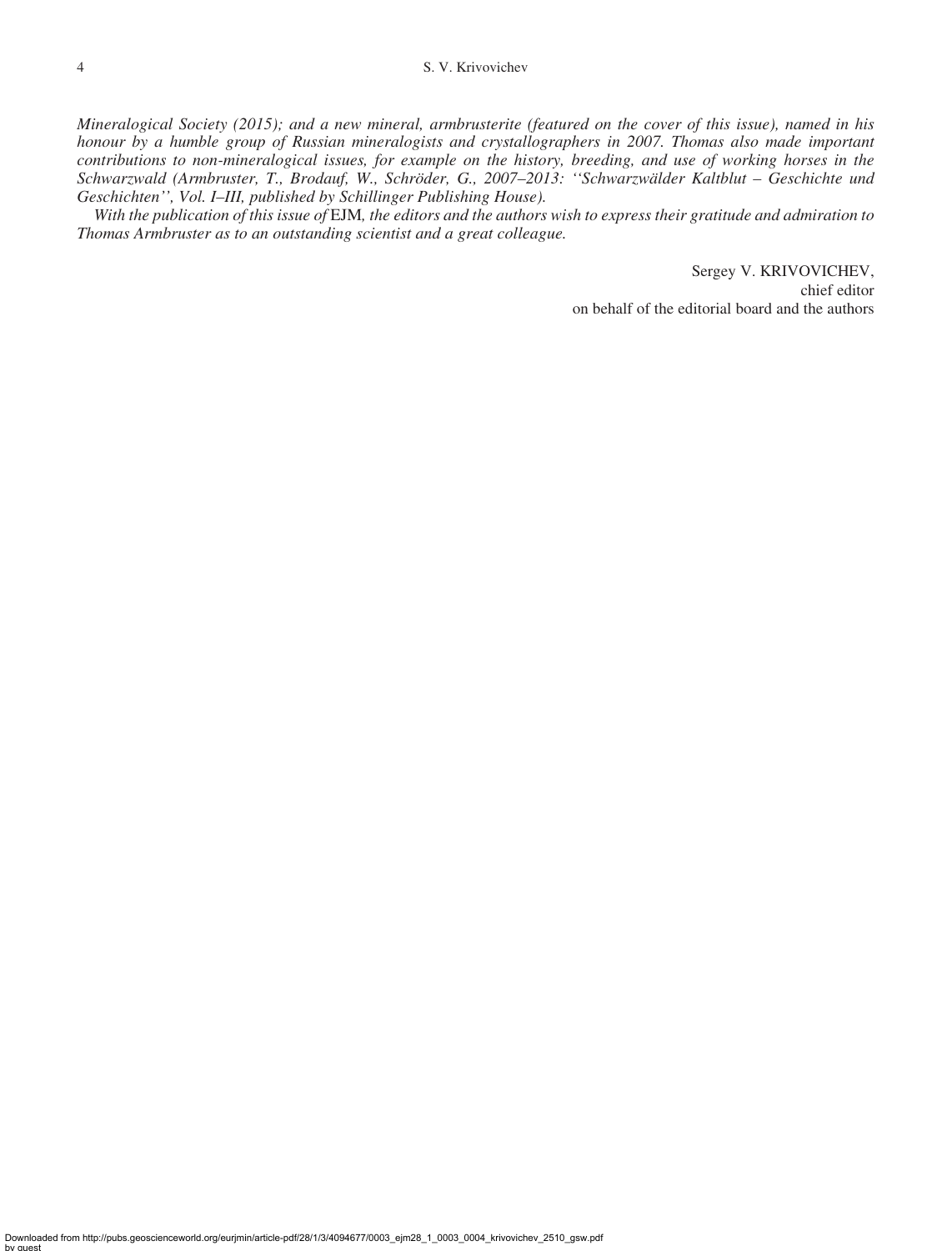*Mineralogical Society (2015); and a new mineral, armbrusterite (featured on the cover of this issue), named in his honour by a humble group of Russian mineralogists and crystallographers in 2007. Thomas also made important contributions to non-mineralogical issues, for example on the history, breeding, and use of working horses in the Schwarzwald (Armbruster, T., Brodauf, W., Schröder, G., 2007–2013: ''Schwarzwälder Kaltblut – Geschichte und Geschichten'', Vol. I–III, published by Schillinger Publishing House).*

*With the publication of this issue of* EJM*, the editors and the authors wish to express their gratitude and admiration to Thomas Armbruster as to an outstanding scientist and a great colleague.*

Sergey V. KRIVOVICHEV,
chief editor
on behalf of the editorial board and the authors